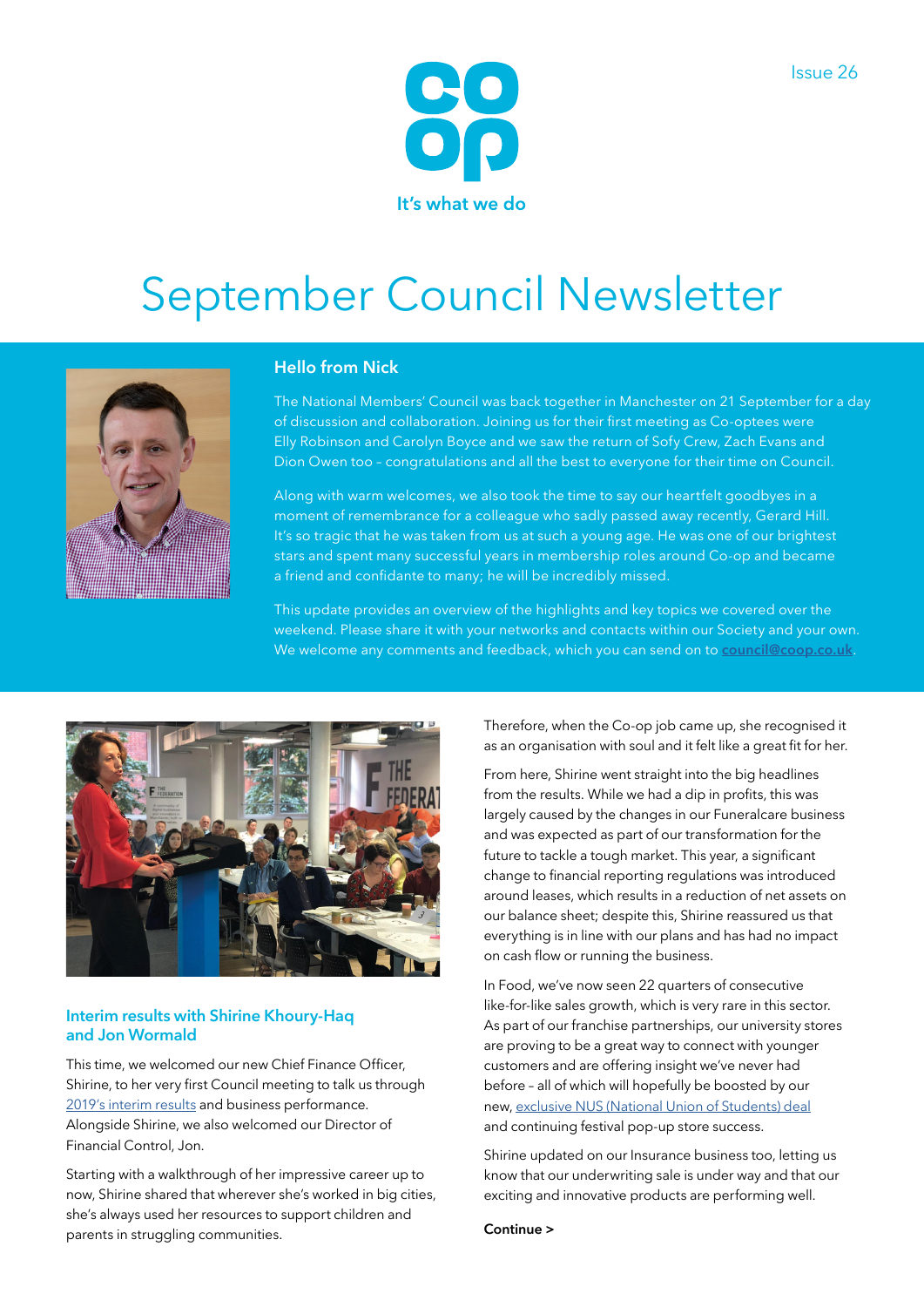Issue 26

It's what we do

# September Council Newsletter

## Hello from Nick

The National Members' Council was back together in Manchester on 21 September for a day of discussion and collaboration. Joining us for their first meeting as Co-optees were Elly Robinson and Carolyn Boyce and we saw the return of Sofy Crew, Zach Evans and Dion Owen too – congratulations and all the best to everyone for their time on Council.

Along with warm welcomes, we also took the time to say our heartfelt goodbyes in a moment of remembrance for a colleague who sadly passed away recently, Gerard Hill. It's so tragic that he was taken from us at such a young age. He was one of our brightest stars and spent many successful years in membership roles around Co-op and became a friend and confidante to many; he will be incredibly missed.

This update provides an overview of the highlights and key topics we covered over the weekend. Please share it with your networks and contacts within our Society and your own. We welcome any comments and feedback, which you can send on to **council@coop.co.uk**.

## Interim results with Shirine Khoury-Haq and Jon Wormald

This time, we welcomed our new Chief Finance Officer, Shirine, to her very first Council meeting to talk us through 2019's interim results and business performance. Alongside Shirine, we also welcomed our Director of Financial Control, Jon.

Starting with a walkthrough of her impressive career up to now, Shirine shared that wherever she's worked in big cities, she's always used her resources to support children and parents in struggling communities.

Therefore, when the Co-op job came up, she recognised it as an organisation with soul and it felt like a great fit for her.

From here, Shirine went straight into the big headlines from the results. While we had a dip in profits, this was largely caused by the changes in our Funeralcare business and was expected as part of our transformation for the future to tackle a tough market. This year, a significant change to financial reporting regulations was introduced around leases, which results in a reduction of net assets on our balance sheet; despite this, Shirine reassured us that everything is in line with our plans and has had no impact on cash flow or running the business.

In Food, we've now seen 22 quarters of consecutive like-for-like sales growth, which is very rare in this sector. As part of our franchise partnerships, our university stores are proving to be a great way to connect with younger customers and are offering insight we've never had before – all of which will hopefully be boosted by our new, exclusive NUS (National Union of Students) deal and continuing festival pop-up store success.

Shirine updated on our Insurance business too, letting us know that our underwriting sale is under way and that our exciting and innovative products are performing well.

**Continue >**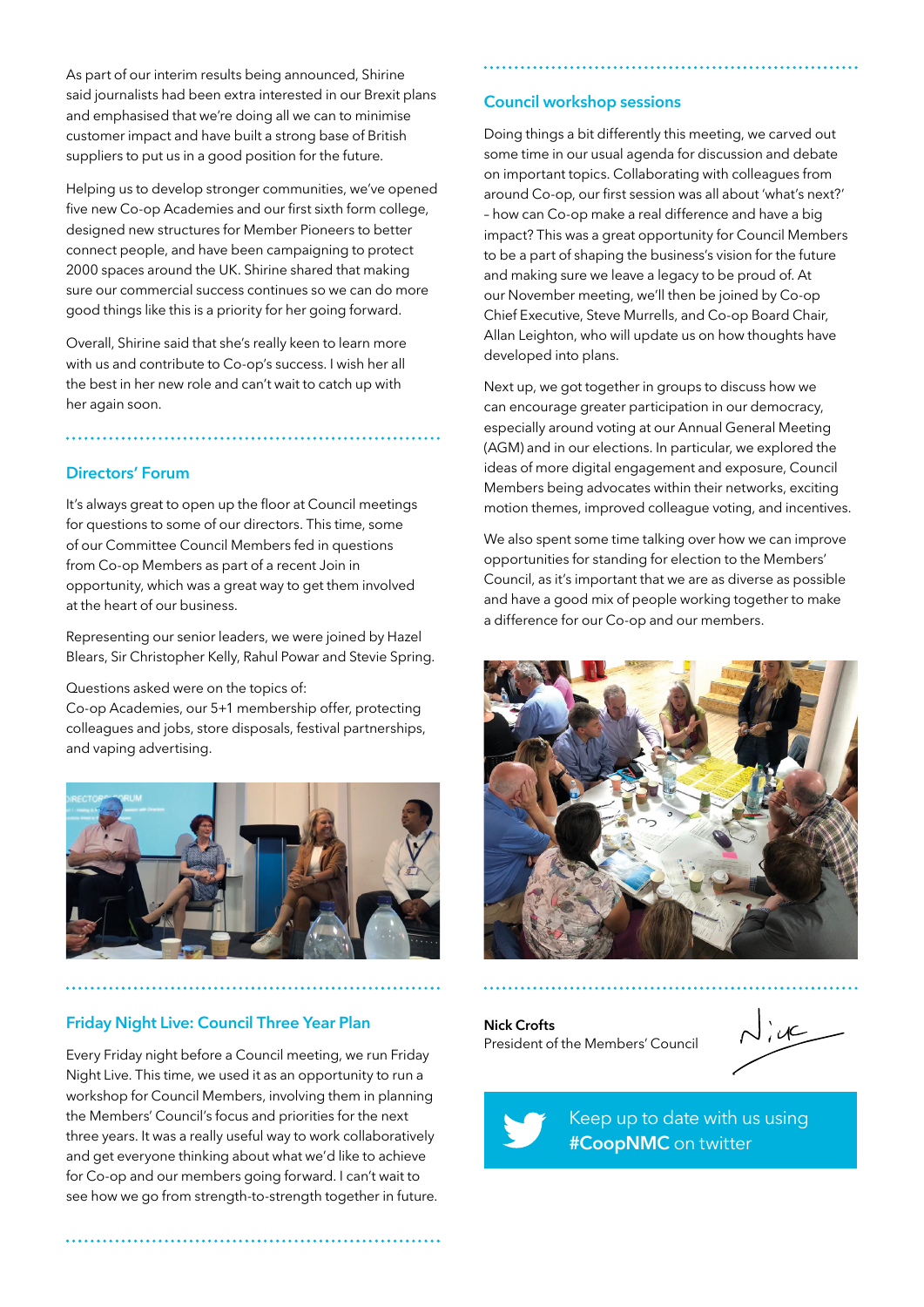As part of our interim results being announced, Shirine said journalists had been extra interested in our Brexit plans and emphasised that we're doing all we can to minimise customer impact and have built a strong base of British suppliers to put us in a good position for the future.

Helping us to develop stronger communities, we've opened five new Co-op Academies and our first sixth form college, designed new structures for Member Pioneers to better connect people, and have been campaigning to protect 2000 spaces around the UK. Shirine shared that making sure our commercial success continues so we can do more good things like this is a priority for her going forward.

Overall, Shirine said that she's really keen to learn more with us and contribute to Co-op's success. I wish her all the best in her new role and can't wait to catch up with her again soon.

## Directors' Forum

It's always great to open up the floor at Council meetings for questions to some of our directors. This time, some of our Committee Council Members fed in questions from Co-op Members as part of a recent Join in opportunity, which was a great way to get them involved at the heart of our business.

Representing our senior leaders, we were joined by Hazel Blears, Sir Christopher Kelly, Rahul Powar and Stevie Spring.

Questions asked were on the topics of:
Co-op Academies, our 5+1 membership offer, protecting colleagues and jobs, store disposals, festival partnerships, and vaping advertising.

## Friday Night Live: Council Three Year Plan

Every Friday night before a Council meeting, we run Friday Night Live. This time, we used it as an opportunity to run a workshop for Council Members, involving them in planning the Members' Council's focus and priorities for the next three years. It was a really useful way to work collaboratively and get everyone thinking about what we'd like to achieve for Co-op and our members going forward. I can't wait to see how we go from strength-to-strength together in future.

## Council workshop sessions

Doing things a bit differently this meeting, we carved out some time in our usual agenda for discussion and debate on important topics. Collaborating with colleagues from around Co-op, our first session was all about 'what's next?' – how can Co-op make a real difference and have a big impact? This was a great opportunity for Council Members to be a part of shaping the business's vision for the future and making sure we leave a legacy to be proud of. At our November meeting, we'll then be joined by Co-op Chief Executive, Steve Murrells, and Co-op Board Chair, Allan Leighton, who will update us on how thoughts have developed into plans.

Next up, we got together in groups to discuss how we can encourage greater participation in our democracy, especially around voting at our Annual General Meeting (AGM) and in our elections. In particular, we explored the ideas of more digital engagement and exposure, Council Members being advocates within their networks, exciting motion themes, improved colleague voting, and incentives.

We also spent some time talking over how we can improve opportunities for standing for election to the Members' Council, as it's important that we are as diverse as possible and have a good mix of people working together to make a difference for our Co-op and our members.

**Nick Crofts**
President of the Members' Council

Keep up to date with us using **#CoopNMC** on twitter